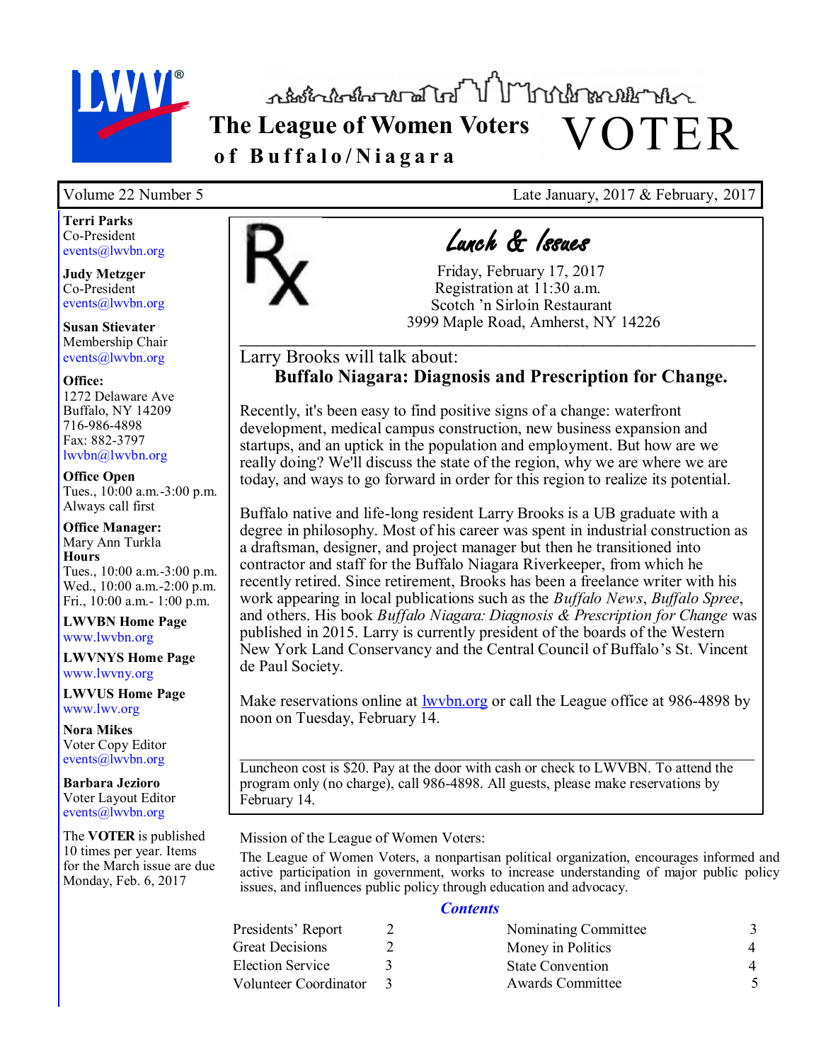# The League of Women Voters of Buffalo/Niagara VOTER

Volume 22 Number 5 — Late January, 2017 & February, 2017

**Terri Parks**
Co-President
events@lwvbn.org

**Judy Metzger**
Co-President
events@lwvbn.org

**Susan Stievater**
Membership Chair
events@lwvbn.org

**Office:**
1272 Delaware Ave
Buffalo, NY 14209
716-986-4898
Fax: 882-3797
lwvbn@lwvbn.org

**Office Open**
Tues., 10:00 a.m.-3:00 p.m.
Always call first

**Office Manager:**
Mary Ann Turkla
**Hours**
Tues., 10:00 a.m.-3:00 p.m.
Wed., 10:00 a.m.-2:00 p.m.
Fri., 10:00 a.m.- 1:00 p.m.

**LWVBN Home Page**
www.lwvbn.org

**LWVNYS Home Page**
www.lwvny.org

**LWVUS Home Page**
www.lwv.org

**Nora Mikes**
Voter Copy Editor
events@lwvbn.org

**Barbara Jezioro**
Voter Layout Editor
events@lwvbn.org

The **VOTER** is published 10 times per year. Items for the March issue are due Monday, Feb. 6, 2017

## Lunch & Issues

Friday, February 17, 2017
Registration at 11:30 a.m.
Scotch 'n Sirloin Restaurant
3999 Maple Road, Amherst, NY 14226

Larry Brooks will talk about:
**Buffalo Niagara: Diagnosis and Prescription for Change.**

Recently, it's been easy to find positive signs of a change: waterfront development, medical campus construction, new business expansion and startups, and an uptick in the population and employment. But how are we really doing? We'll discuss the state of the region, why we are where we are today, and ways to go forward in order for this region to realize its potential.

Buffalo native and life-long resident Larry Brooks is a UB graduate with a degree in philosophy. Most of his career was spent in industrial construction as a draftsman, designer, and project manager but then he transitioned into contractor and staff for the Buffalo Niagara Riverkeeper, from which he recently retired. Since retirement, Brooks has been a freelance writer with his work appearing in local publications such as the *Buffalo News*, *Buffalo Spree*, and others. His book *Buffalo Niagara: Diagnosis & Prescription for Change* was published in 2015. Larry is currently president of the boards of the Western New York Land Conservancy and the Central Council of Buffalo's St. Vincent de Paul Society.

Make reservations online at lwvbn.org or call the League office at 986-4898 by noon on Tuesday, February 14.

Luncheon cost is $20. Pay at the door with cash or check to LWVBN. To attend the program only (no charge), call 986-4898. All guests, please make reservations by February 14.

Mission of the League of Women Voters:

The League of Women Voters, a nonpartisan political organization, encourages informed and active participation in government, works to increase understanding of major public policy issues, and influences public policy through education and advocacy.

## Contents

| | | | |
|---|---|---|---|
| Presidents' Report | 2 | Nominating Committee | 3 |
| Great Decisions | 2 | Money in Politics | 4 |
| Election Service | 3 | State Convention | 4 |
| Volunteer Coordinator | 3 | Awards Committee | 5 |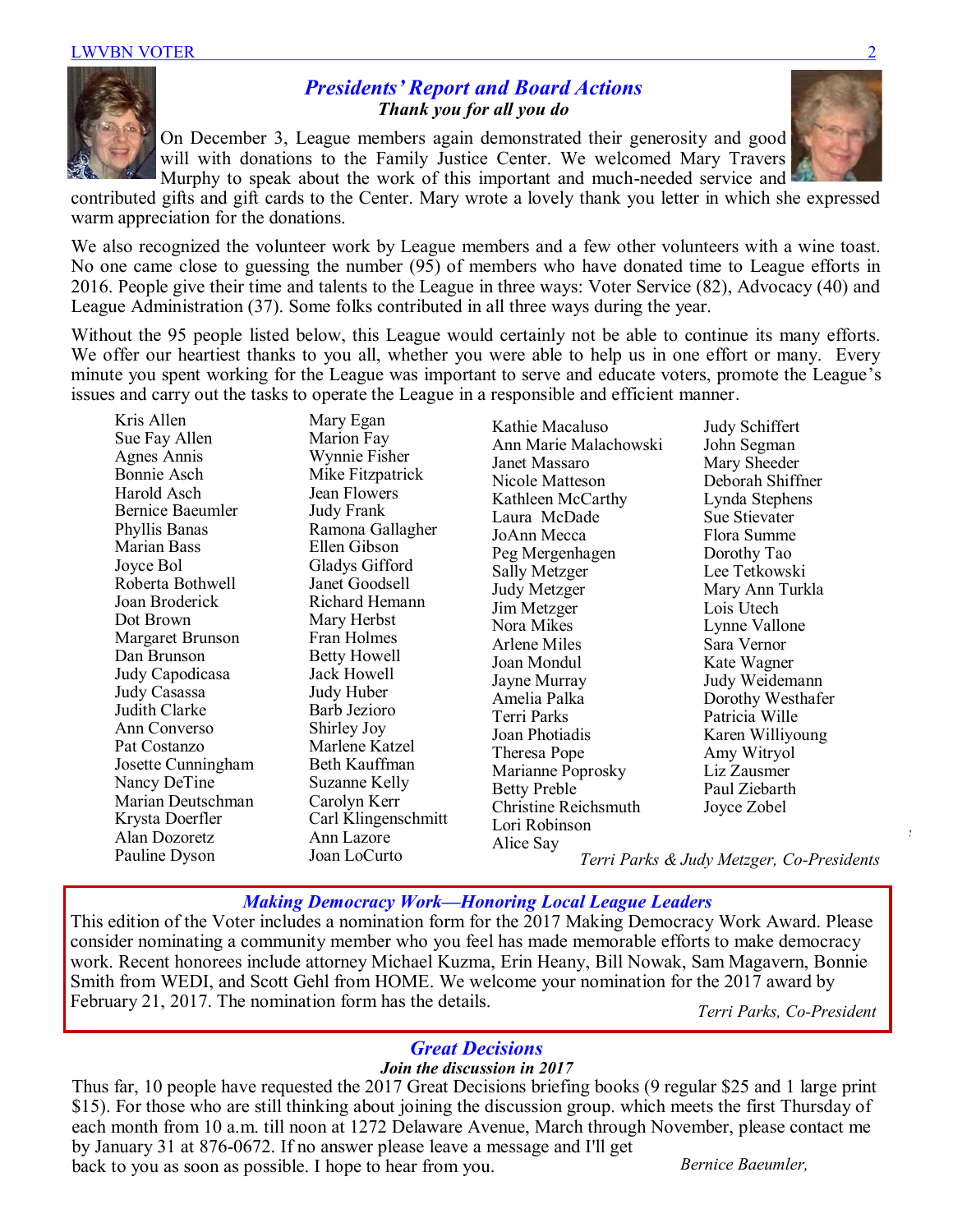## *Presidents' Report and Board Actions*

***Thank you for all you do***

On December 3, League members again demonstrated their generosity and good will with donations to the Family Justice Center. We welcomed Mary Travers Murphy to speak about the work of this important and much-needed service and contributed gifts and gift cards to the Center. Mary wrote a lovely thank you letter in which she expressed warm appreciation for the donations.

We also recognized the volunteer work by League members and a few other volunteers with a wine toast. No one came close to guessing the number (95) of members who have donated time to League efforts in 2016. People give their time and talents to the League in three ways: Voter Service (82), Advocacy (40) and League Administration (37). Some folks contributed in all three ways during the year.

Without the 95 people listed below, this League would certainly not be able to continue its many efforts. We offer our heartiest thanks to you all, whether you were able to help us in one effort or many. Every minute you spent working for the League was important to serve and educate voters, promote the League's issues and carry out the tasks to operate the League in a responsible and efficient manner.

Kris Allen
Sue Fay Allen
Agnes Annis
Bonnie Asch
Harold Asch
Bernice Baeumler
Phyllis Banas
Marian Bass
Joyce Bol
Roberta Bothwell
Joan Broderick
Dot Brown
Margaret Brunson
Dan Brunson
Judy Capodicasa
Judy Casassa
Judith Clarke
Ann Converso
Pat Costanzo
Josette Cunningham
Nancy DeTine
Marian Deutschman
Krysta Doerfler
Alan Dozoretz
Pauline Dyson
Mary Egan
Marion Fay
Wynnie Fisher
Mike Fitzpatrick
Jean Flowers
Judy Frank
Ramona Gallagher
Ellen Gibson
Gladys Gifford
Janet Goodsell
Richard Hemann
Mary Herbst
Fran Holmes
Betty Howell
Jack Howell
Judy Huber
Barb Jezioro
Shirley Joy
Marlene Katzel
Beth Kauffman
Suzanne Kelly
Carolyn Kerr
Carl Klingenschmitt
Ann Lazore
Joan LoCurto
Kathie Macaluso
Ann Marie Malachowski
Janet Massaro
Nicole Matteson
Kathleen McCarthy
Laura McDade
JoAnn Mecca
Peg Mergenhagen
Sally Metzger
Judy Metzger
Jim Metzger
Nora Mikes
Arlene Miles
Joan Mondul
Jayne Murray
Amelia Palka
Terri Parks
Joan Photiadis
Theresa Pope
Marianne Poprosky
Betty Preble
Christine Reichsmuth
Lori Robinson
Alice Say
Judy Schiffert
John Segman
Mary Sheeder
Deborah Shiffner
Lynda Stephens
Sue Stievater
Flora Summe
Dorothy Tao
Lee Tetkowski
Mary Ann Turkla
Lois Utech
Lynne Vallone
Sara Vernor
Kate Wagner
Judy Weidemann
Dorothy Westhafer
Patricia Wille
Karen Williyoung
Amy Witryol
Liz Zausmer
Paul Ziebarth
Joyce Zobel

*Terri Parks & Judy Metzger, Co-Presidents*

## *Making Democracy Work—Honoring Local League Leaders*

This edition of the Voter includes a nomination form for the 2017 Making Democracy Work Award. Please consider nominating a community member who you feel has made memorable efforts to make democracy work. Recent honorees include attorney Michael Kuzma, Erin Heany, Bill Nowak, Sam Magavern, Bonnie Smith from WEDI, and Scott Gehl from HOME. We welcome your nomination for the 2017 award by February 21, 2017. The nomination form has the details.

*Terri Parks, Co-President*

## *Great Decisions*

***Join the discussion in 2017***

Thus far, 10 people have requested the 2017 Great Decisions briefing books (9 regular $25 and 1 large print $15). For those who are still thinking about joining the discussion group. which meets the first Thursday of each month from 10 a.m. till noon at 1272 Delaware Avenue, March through November, please contact me by January 31 at 876-0672. If no answer please leave a message and I'll get back to you as soon as possible. I hope to hear from you.

*Bernice Baeumler,*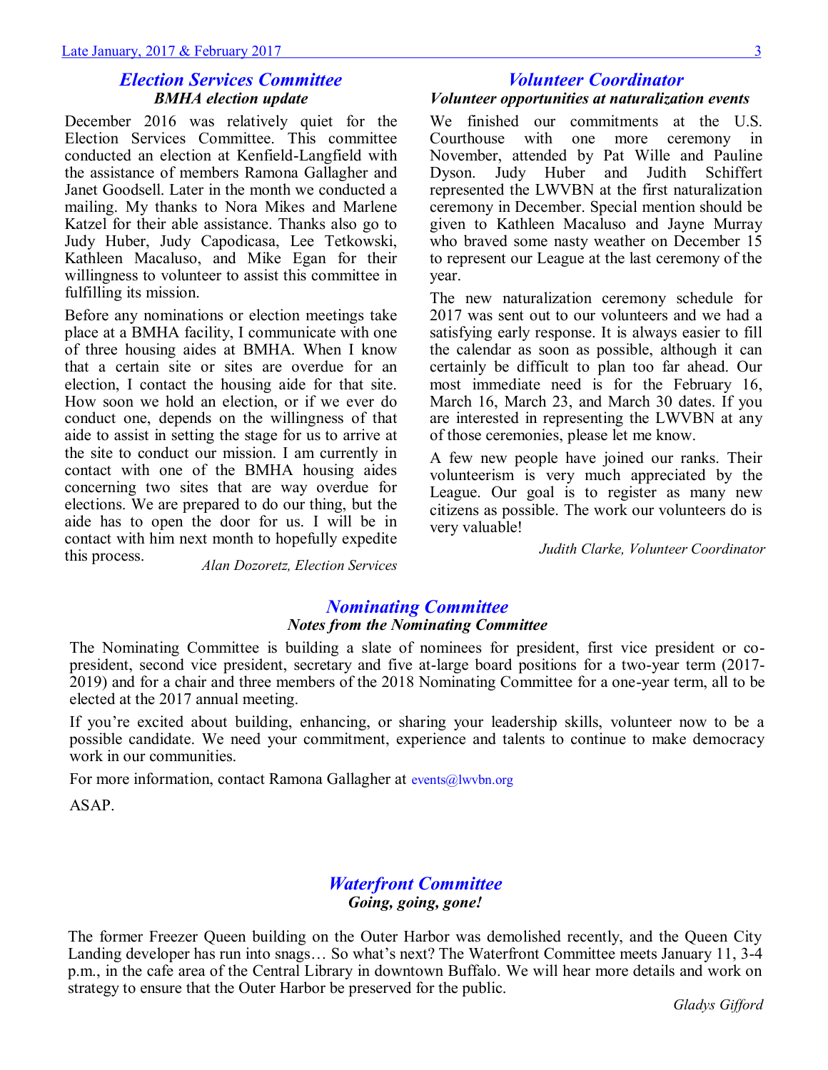## *Election Services Committee*

### *BMHA election update*

December 2016 was relatively quiet for the Election Services Committee. This committee conducted an election at Kenfield-Langfield with the assistance of members Ramona Gallagher and Janet Goodsell. Later in the month we conducted a mailing. My thanks to Nora Mikes and Marlene Katzel for their able assistance. Thanks also go to Judy Huber, Judy Capodicasa, Lee Tetkowski, Kathleen Macaluso, and Mike Egan for their willingness to volunteer to assist this committee in fulfilling its mission.

Before any nominations or election meetings take place at a BMHA facility, I communicate with one of three housing aides at BMHA. When I know that a certain site or sites are overdue for an election, I contact the housing aide for that site. How soon we hold an election, or if we ever do conduct one, depends on the willingness of that aide to assist in setting the stage for us to arrive at the site to conduct our mission. I am currently in contact with one of the BMHA housing aides concerning two sites that are way overdue for elections. We are prepared to do our thing, but the aide has to open the door for us. I will be in contact with him next month to hopefully expedite this process.

*Alan Dozoretz, Election Services*

## *Volunteer Coordinator*

### *Volunteer opportunities at naturalization events*

We finished our commitments at the U.S. Courthouse with one more ceremony in November, attended by Pat Wille and Pauline Dyson. Judy Huber and Judith Schiffert represented the LWVBN at the first naturalization ceremony in December. Special mention should be given to Kathleen Macaluso and Jayne Murray who braved some nasty weather on December 15 to represent our League at the last ceremony of the year.

The new naturalization ceremony schedule for 2017 was sent out to our volunteers and we had a satisfying early response. It is always easier to fill the calendar as soon as possible, although it can certainly be difficult to plan too far ahead. Our most immediate need is for the February 16, March 16, March 23, and March 30 dates. If you are interested in representing the LWVBN at any of those ceremonies, please let me know.

A few new people have joined our ranks. Their volunteerism is very much appreciated by the League. Our goal is to register as many new citizens as possible. The work our volunteers do is very valuable!

*Judith Clarke, Volunteer Coordinator*

## *Nominating Committee*

### *Notes from the Nominating Committee*

The Nominating Committee is building a slate of nominees for president, first vice president or co-president, second vice president, secretary and five at-large board positions for a two-year term (2017-2019) and for a chair and three members of the 2018 Nominating Committee for a one-year term, all to be elected at the 2017 annual meeting.

If you're excited about building, enhancing, or sharing your leadership skills, volunteer now to be a possible candidate. We need your commitment, experience and talents to continue to make democracy work in our communities.

For more information, contact Ramona Gallagher at events@lwvbn.org

ASAP.

## *Waterfront Committee*

### *Going, going, gone!*

The former Freezer Queen building on the Outer Harbor was demolished recently, and the Queen City Landing developer has run into snags… So what's next? The Waterfront Committee meets January 11, 3-4 p.m., in the cafe area of the Central Library in downtown Buffalo. We will hear more details and work on strategy to ensure that the Outer Harbor be preserved for the public.

*Gladys Gifford*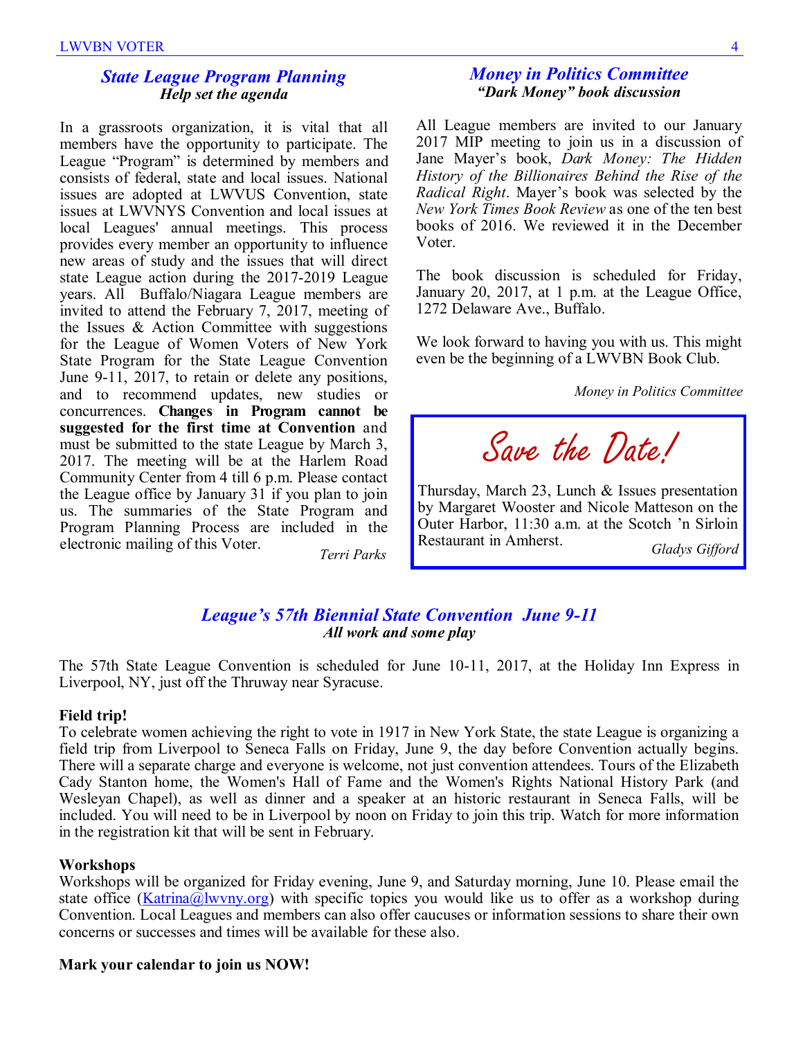## *State League Program Planning*

***Help set the agenda***

In a grassroots organization, it is vital that all members have the opportunity to participate. The League "Program" is determined by members and consists of federal, state and local issues. National issues are adopted at LWVUS Convention, state issues at LWVNYS Convention and local issues at local Leagues' annual meetings. This process provides every member an opportunity to influence new areas of study and the issues that will direct state League action during the 2017-2019 League years. All Buffalo/Niagara League members are invited to attend the February 7, 2017, meeting of the Issues & Action Committee with suggestions for the League of Women Voters of New York State Program for the State League Convention June 9-11, 2017, to retain or delete any positions, and to recommend updates, new studies or concurrences. **Changes in Program cannot be suggested for the first time at Convention** and must be submitted to the state League by March 3, 2017. The meeting will be at the Harlem Road Community Center from 4 till 6 p.m. Please contact the League office by January 31 if you plan to join us. The summaries of the State Program and Program Planning Process are included in the electronic mailing of this Voter.

*Terri Parks*

## *Money in Politics Committee*

***"Dark Money" book discussion***

All League members are invited to our January 2017 MIP meeting to join us in a discussion of Jane Mayer's book, *Dark Money: The Hidden History of the Billionaires Behind the Rise of the Radical Right*. Mayer's book was selected by the *New York Times Book Review* as one of the ten best books of 2016. We reviewed it in the December Voter.

The book discussion is scheduled for Friday, January 20, 2017, at 1 p.m. at the League Office, 1272 Delaware Ave., Buffalo.

We look forward to having you with us. This might even be the beginning of a LWVBN Book Club.

*Money in Politics Committee*

### *Save the Date!*

Thursday, March 23, Lunch & Issues presentation by Margaret Wooster and Nicole Matteson on the Outer Harbor, 11:30 a.m. at the Scotch 'n Sirloin Restaurant in Amherst.

*Gladys Gifford*

## *League's 57th Biennial State Convention June 9-11*

***All work and some play***

The 57th State League Convention is scheduled for June 10-11, 2017, at the Holiday Inn Express in Liverpool, NY, just off the Thruway near Syracuse.

**Field trip!**

To celebrate women achieving the right to vote in 1917 in New York State, the state League is organizing a field trip from Liverpool to Seneca Falls on Friday, June 9, the day before Convention actually begins. There will a separate charge and everyone is welcome, not just convention attendees. Tours of the Elizabeth Cady Stanton home, the Women's Hall of Fame and the Women's Rights National History Park (and Wesleyan Chapel), as well as dinner and a speaker at an historic restaurant in Seneca Falls, will be included. You will need to be in Liverpool by noon on Friday to join this trip. Watch for more information in the registration kit that will be sent in February.

**Workshops**

Workshops will be organized for Friday evening, June 9, and Saturday morning, June 10. Please email the state office (Katrina@lwvny.org) with specific topics you would like us to offer as a workshop during Convention. Local Leagues and members can also offer caucuses or information sessions to share their own concerns or successes and times will be available for these also.

**Mark your calendar to join us NOW!**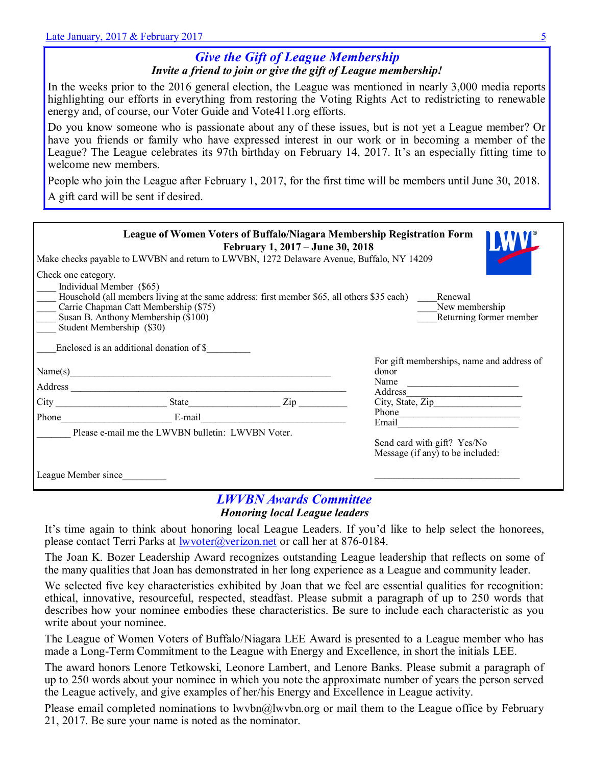## *Give the Gift of League Membership*

***Invite a friend to join or give the gift of League membership!***

In the weeks prior to the 2016 general election, the League was mentioned in nearly 3,000 media reports highlighting our efforts in everything from restoring the Voting Rights Act to redistricting to renewable energy and, of course, our Voter Guide and Vote411.org efforts.

Do you know someone who is passionate about any of these issues, but is not yet a League member? Or have you friends or family who have expressed interest in our work or in becoming a member of the League? The League celebrates its 97th birthday on February 14, 2017. It's an especially fitting time to welcome new members.

People who join the League after February 1, 2017, for the first time will be members until June 30, 2018.

A gift card will be sent if desired.

---

**League of Women Voters of Buffalo/Niagara Membership Registration Form**
**February 1, 2017 – June 30, 2018**

Make checks payable to LWVBN and return to LWVBN, 1272 Delaware Avenue, Buffalo, NY 14209

Check one category.

____ Individual Member ($65)
____ Household (all members living at the same address: first member $65, all others $35 each)
____ Carrie Chapman Catt Membership ($75)
____ Susan B. Anthony Membership ($100)
____ Student Membership ($30)

____Renewal
____New membership
____Returning former member

____Enclosed is an additional donation of $_________

Name(s)_____________________________________________________

Address _____________________________________________________

City ______________________ State__________________ Zip __________

Phone______________________ E-mail_________________________________

_______ Please e-mail me the LWVBN bulletin: LWVBN Voter.

League Member since_________

For gift memberships, name and address of donor

Name ______________________
Address______________________
City, State, Zip__________________
Phone_______________________
Email________________________

Send card with gift? Yes/No
Message (if any) to be included:

______________________________

---

## *LWVBN Awards Committee*

***Honoring local League leaders***

It's time again to think about honoring local League Leaders. If you'd like to help select the honorees, please contact Terri Parks at lwvoter@verizon.net or call her at 876-0184.

The Joan K. Bozer Leadership Award recognizes outstanding League leadership that reflects on some of the many qualities that Joan has demonstrated in her long experience as a League and community leader.

We selected five key characteristics exhibited by Joan that we feel are essential qualities for recognition: ethical, innovative, resourceful, respected, steadfast. Please submit a paragraph of up to 250 words that describes how your nominee embodies these characteristics. Be sure to include each characteristic as you write about your nominee.

The League of Women Voters of Buffalo/Niagara LEE Award is presented to a League member who has made a Long-Term Commitment to the League with Energy and Excellence, in short the initials LEE.

The award honors Lenore Tetkowski, Leonore Lambert, and Lenore Banks. Please submit a paragraph of up to 250 words about your nominee in which you note the approximate number of years the person served the League actively, and give examples of her/his Energy and Excellence in League activity.

Please email completed nominations to lwvbn@lwvbn.org or mail them to the League office by February 21, 2017. Be sure your name is noted as the nominator.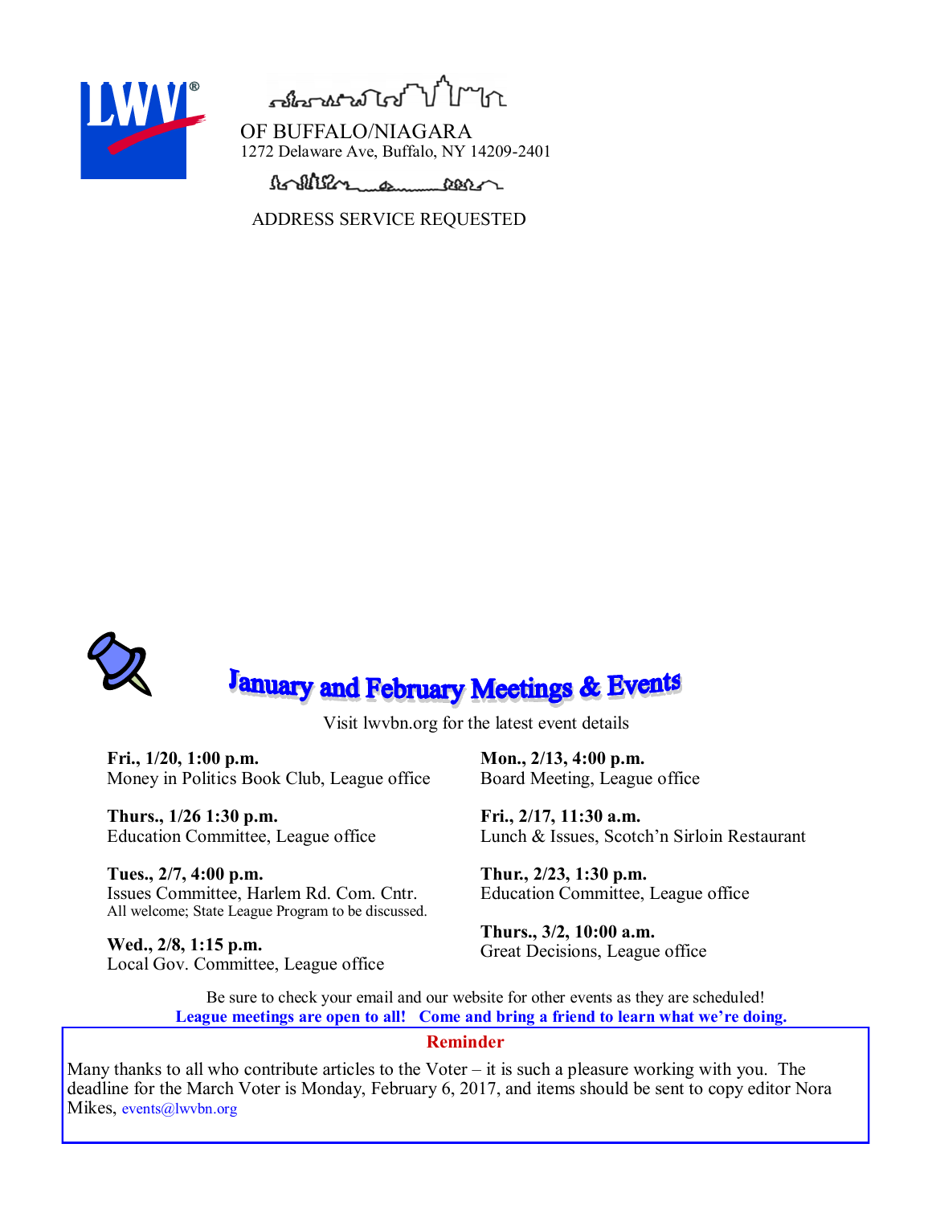LWV®

OF BUFFALO/NIAGARA
1272 Delaware Ave, Buffalo, NY 14209-2401

ADDRESS SERVICE REQUESTED

## January and February Meetings & Events

Visit lwvbn.org for the latest event details

**Fri., 1/20, 1:00 p.m.**
Money in Politics Book Club, League office

**Thurs., 1/26 1:30 p.m.**
Education Committee, League office

**Tues., 2/7, 4:00 p.m.**
Issues Committee, Harlem Rd. Com. Cntr.
All welcome; State League Program to be discussed.

**Wed., 2/8, 1:15 p.m.**
Local Gov. Committee, League office

**Mon., 2/13, 4:00 p.m.**
Board Meeting, League office

**Fri., 2/17, 11:30 a.m.**
Lunch & Issues, Scotch'n Sirloin Restaurant

**Thur., 2/23, 1:30 p.m.**
Education Committee, League office

**Thurs., 3/2, 10:00 a.m.**
Great Decisions, League office

Be sure to check your email and our website for other events as they are scheduled!

**League meetings are open to all! Come and bring a friend to learn what we're doing.**

**Reminder**

Many thanks to all who contribute articles to the Voter – it is such a pleasure working with you. The deadline for the March Voter is Monday, February 6, 2017, and items should be sent to copy editor Nora Mikes, events@lwvbn.org